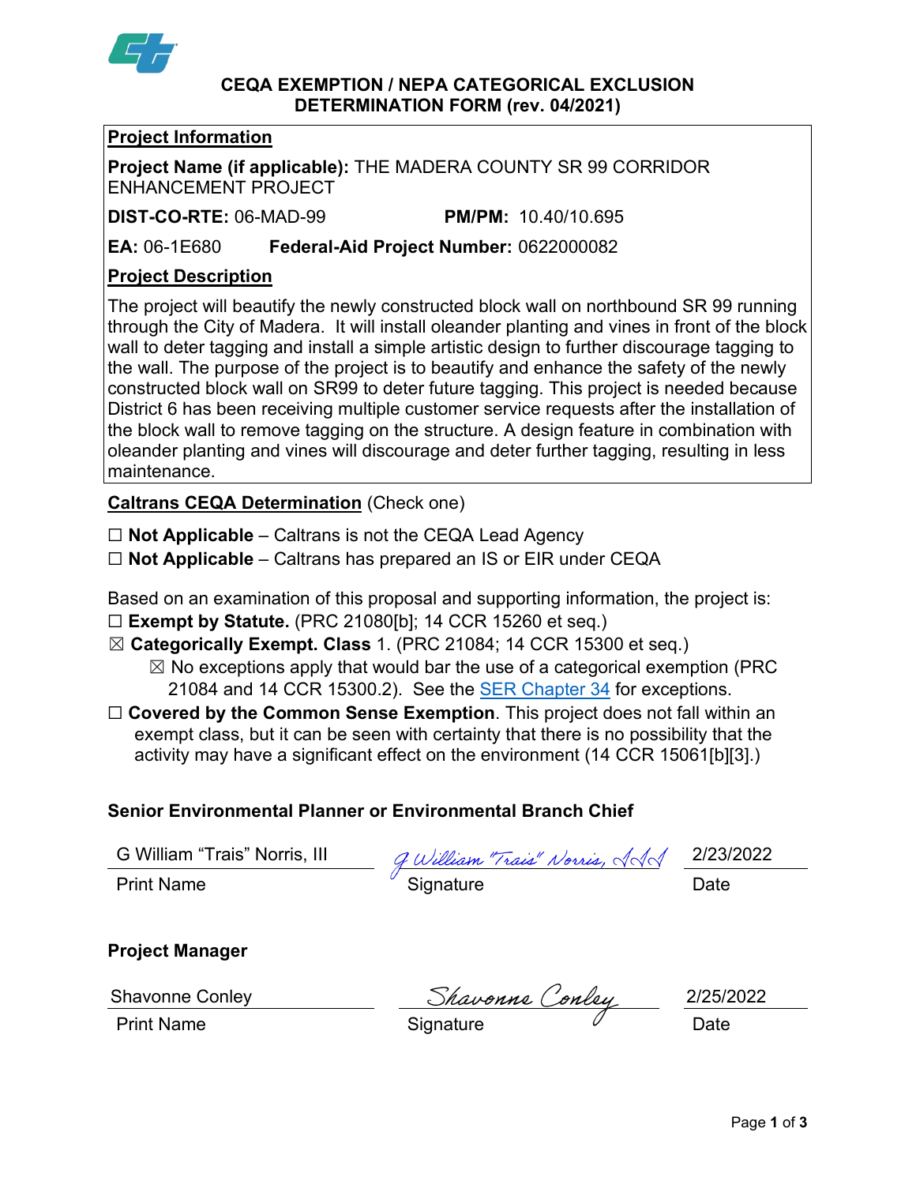# CEQA EXEMPTION / NEPA CATEGORICAL EXCLUSION DETERMINATION FORM (rev. 04/2021)

## Project Information

**Project Name (if applicable):** THE MADERA COUNTY SR 99 CORRIDOR ENHANCEMENT PROJECT

**DIST-CO-RTE:** 06-MAD-99 **PM/PM:** 10.40/10.695

**EA:** 06-1E680 **Federal-Aid Project Number:** 0622000082

## Project Description

The project will beautify the newly constructed block wall on northbound SR 99 running through the City of Madera. It will install oleander planting and vines in front of the block wall to deter tagging and install a simple artistic design to further discourage tagging to the wall. The purpose of the project is to beautify and enhance the safety of the newly constructed block wall on SR99 to deter future tagging. This project is needed because District 6 has been receiving multiple customer service requests after the installation of the block wall to remove tagging on the structure. A design feature in combination with oleander planting and vines will discourage and deter further tagging, resulting in less maintenance.

## Caltrans CEQA Determination (Check one)

☐ **Not Applicable** – Caltrans is not the CEQA Lead Agency

☐ **Not Applicable** – Caltrans has prepared an IS or EIR under CEQA

Based on an examination of this proposal and supporting information, the project is:

☐ **Exempt by Statute.** (PRC 21080[b]; 14 CCR 15260 et seq.)

☒ **Categorically Exempt. Class** 1. (PRC 21084; 14 CCR 15300 et seq.)

- ☒ No exceptions apply that would bar the use of a categorical exemption (PRC 21084 and 14 CCR 15300.2). See the SER Chapter 34 for exceptions.

☐ **Covered by the Common Sense Exemption**. This project does not fall within an exempt class, but it can be seen with certainty that there is no possibility that the activity may have a significant effect on the environment (14 CCR 15061[b][3].)

### Senior Environmental Planner or Environmental Branch Chief

| G William "Trais" Norris, III | *G William "Trais" Norris, III* | 2/23/2022 |
|---|---|---|
| Print Name | Signature | Date |

### Project Manager

| Shavonne Conley | *Shavonne Conley* | 2/25/2022 |
|---|---|---|
| Print Name | Signature | Date |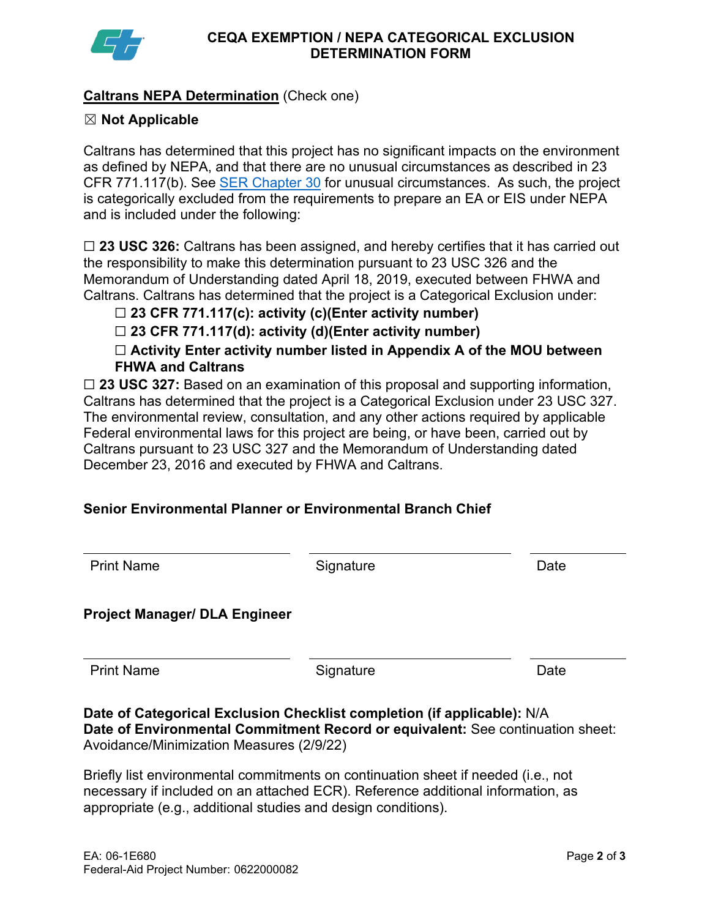# CEQA EXEMPTION / NEPA CATEGORICAL EXCLUSION DETERMINATION FORM

**Caltrans NEPA Determination** (Check one)

☒ **Not Applicable**

Caltrans has determined that this project has no significant impacts on the environment as defined by NEPA, and that there are no unusual circumstances as described in 23 CFR 771.117(b). See SER Chapter 30 for unusual circumstances. As such, the project is categorically excluded from the requirements to prepare an EA or EIS under NEPA and is included under the following:

☐ **23 USC 326:** Caltrans has been assigned, and hereby certifies that it has carried out the responsibility to make this determination pursuant to 23 USC 326 and the Memorandum of Understanding dated April 18, 2019, executed between FHWA and Caltrans. Caltrans has determined that the project is a Categorical Exclusion under:

- ☐ **23 CFR 771.117(c): activity (c)(Enter activity number)**
- ☐ **23 CFR 771.117(d): activity (d)(Enter activity number)**
- ☐ **Activity Enter activity number listed in Appendix A of the MOU between FHWA and Caltrans**

☐ **23 USC 327:** Based on an examination of this proposal and supporting information, Caltrans has determined that the project is a Categorical Exclusion under 23 USC 327. The environmental review, consultation, and any other actions required by applicable Federal environmental laws for this project are being, or have been, carried out by Caltrans pursuant to 23 USC 327 and the Memorandum of Understanding dated December 23, 2016 and executed by FHWA and Caltrans.

**Senior Environmental Planner or Environmental Branch Chief**

| Print Name | Signature | Date |
|---|---|---|

**Project Manager/ DLA Engineer**

| Print Name | Signature | Date |
|---|---|---|

**Date of Categorical Exclusion Checklist completion (if applicable):** N/A
**Date of Environmental Commitment Record or equivalent:** See continuation sheet: Avoidance/Minimization Measures (2/9/22)

Briefly list environmental commitments on continuation sheet if needed (i.e., not necessary if included on an attached ECR). Reference additional information, as appropriate (e.g., additional studies and design conditions).

EA: 06-1E680
Federal-Aid Project Number: 0622000082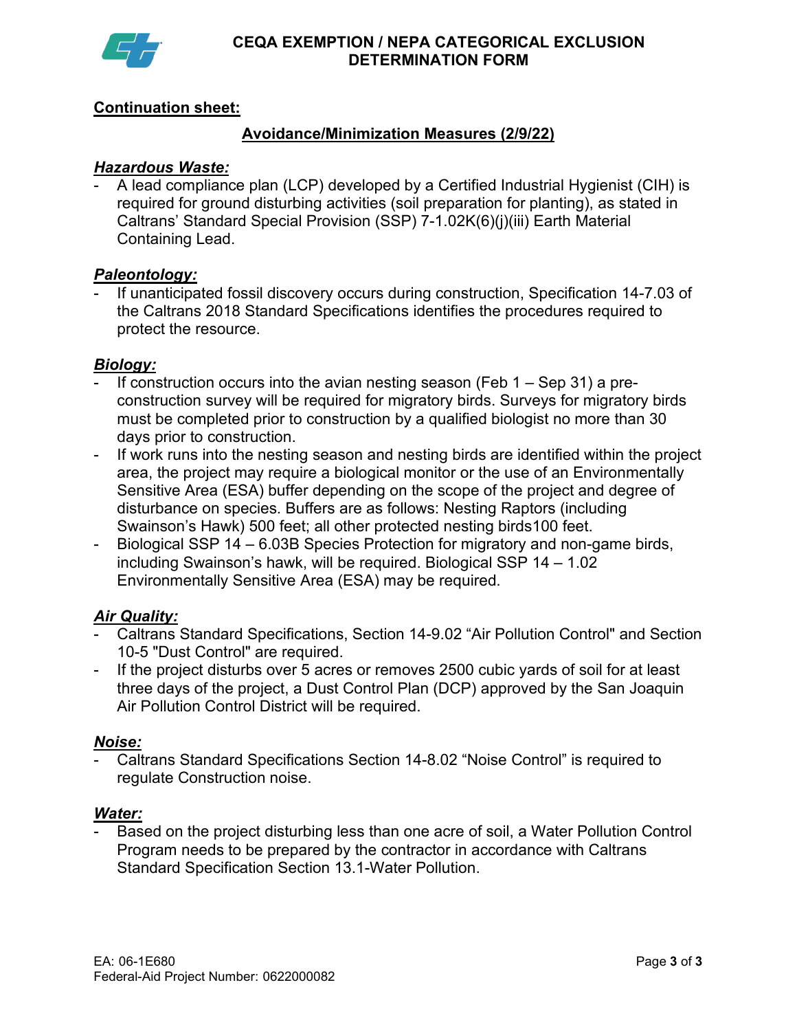# CEQA EXEMPTION / NEPA CATEGORICAL EXCLUSION DETERMINATION FORM

**Continuation sheet:**

## Avoidance/Minimization Measures (2/9/22)

***Hazardous Waste:***

- A lead compliance plan (LCP) developed by a Certified Industrial Hygienist (CIH) is required for ground disturbing activities (soil preparation for planting), as stated in Caltrans' Standard Special Provision (SSP) 7-1.02K(6)(j)(iii) Earth Material Containing Lead.

***Paleontology:***

- If unanticipated fossil discovery occurs during construction, Specification 14-7.03 of the Caltrans 2018 Standard Specifications identifies the procedures required to protect the resource.

***Biology:***

- If construction occurs into the avian nesting season (Feb 1 – Sep 31) a pre-construction survey will be required for migratory birds. Surveys for migratory birds must be completed prior to construction by a qualified biologist no more than 30 days prior to construction.
- If work runs into the nesting season and nesting birds are identified within the project area, the project may require a biological monitor or the use of an Environmentally Sensitive Area (ESA) buffer depending on the scope of the project and degree of disturbance on species. Buffers are as follows: Nesting Raptors (including Swainson's Hawk) 500 feet; all other protected nesting birds100 feet.
- Biological SSP 14 – 6.03B Species Protection for migratory and non-game birds, including Swainson's hawk, will be required. Biological SSP 14 – 1.02 Environmentally Sensitive Area (ESA) may be required.

***Air Quality:***

- Caltrans Standard Specifications, Section 14-9.02 "Air Pollution Control" and Section 10-5 "Dust Control" are required.
- If the project disturbs over 5 acres or removes 2500 cubic yards of soil for at least three days of the project, a Dust Control Plan (DCP) approved by the San Joaquin Air Pollution Control District will be required.

***Noise:***

- Caltrans Standard Specifications Section 14-8.02 "Noise Control" is required to regulate Construction noise.

***Water:***

- Based on the project disturbing less than one acre of soil, a Water Pollution Control Program needs to be prepared by the contractor in accordance with Caltrans Standard Specification Section 13.1-Water Pollution.

EA: 06-1E680
Federal-Aid Project Number: 0622000082